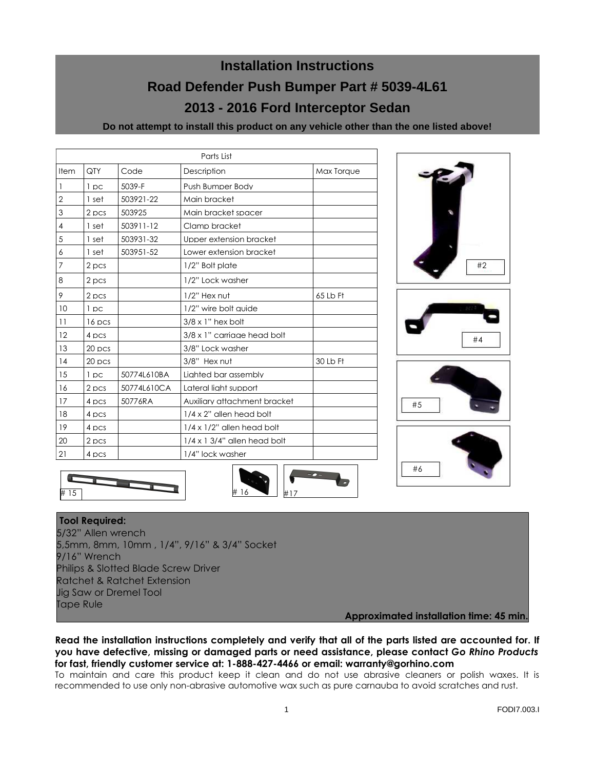# Installation Instructions

## Road Defender Push Bumper Part # 5039-4L61

## 2013 - 2016 Ford Interceptor Sedan

**Do not attempt to install this product on any vehicle other than the one listed above!**

| Item | QTY | Code | Description | Max Torque |
|---|---|---|---|---|
| 1 | 1 pc | 5039-F | Push Bumper Body | |
| 2 | 1 set | 503921-22 | Main bracket | |
| 3 | 2 pcs | 503925 | Main bracket spacer | |
| 4 | 1 set | 503911-12 | Clamp bracket | |
| 5 | 1 set | 503931-32 | Upper extension bracket | |
| 6 | 1 set | 503951-52 | Lower extension bracket | |
| 7 | 2 pcs | | 1/2" Bolt plate | |
| 8 | 2 pcs | | 1/2" Lock washer | |
| 9 | 2 pcs | | 1/2" Hex nut | 65 Lb Ft |
| 10 | 1 pc | | 1/2" wire bolt guide | |
| 11 | 16 pcs | | 3/8 x 1" hex bolt | |
| 12 | 4 pcs | | 3/8 x 1" carriage head bolt | |
| 13 | 20 pcs | | 3/8" Lock washer | |
| 14 | 20 pcs | | 3/8" Hex nut | 30 Lb Ft |
| 15 | 1 pc | 50774L610BA | Lighted bar assembly | |
| 16 | 2 pcs | 50774L610CA | Lateral light support | |
| 17 | 4 pcs | 50776RA | Auxiliary attachment bracket | |
| 18 | 4 pcs | | 1/4 x 2" allen head bolt | |
| 19 | 4 pcs | | 1/4 x 1/2" allen head bolt | |
| 20 | 2 pcs | | 1/4 x 1 3/4" allen head bolt | |
| 21 | 4 pcs | | 1/4" lock washer | |

#2

#4

#5

#6

# 15

# 16

#17

**Tool Required:**

5/32" Allen wrench
5,5mm, 8mm, 10mm , 1/4", 9/16" & 3/4" Socket
9/16" Wrench
Philips & Slotted Blade Screw Driver
Ratchet & Ratchet Extension
Jig Saw or Dremel Tool
Tape Rule

**Approximated installation time: 45 min.**

**Read the installation instructions completely and verify that all of the parts listed are accounted for. If you have defective, missing or damaged parts or need assistance, please contact *Go Rhino Products* for fast, friendly customer service at: 1-888-427-4466 or email: warranty@gorhino.com**

To maintain and care this product keep it clean and do not use abrasive cleaners or polish waxes. It is recommended to use only non-abrasive automotive wax such as pure carnauba to avoid scratches and rust.

FODI7.003.I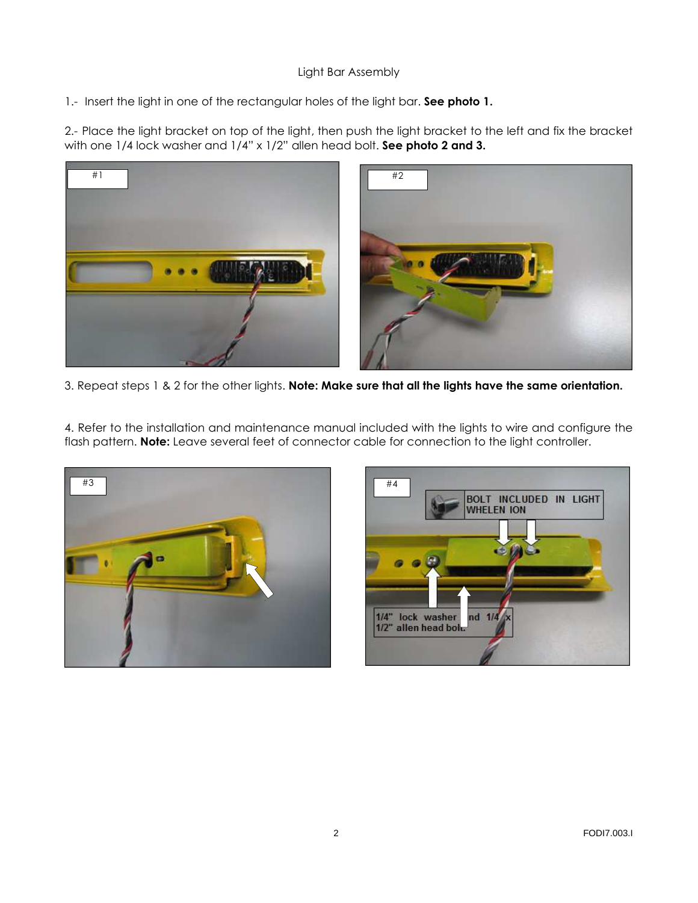Light Bar Assembly

1.- Insert the light in one of the rectangular holes of the light bar. **See photo 1.**

2.- Place the light bracket on top of the light, then push the light bracket to the left and fix the bracket with one 1/4 lock washer and 1/4" x 1/2" allen head bolt. **See photo 2 and 3.**

#1

#2

3. Repeat steps 1 & 2 for the other lights. **Note: Make sure that all the lights have the same orientation.**

4. Refer to the installation and maintenance manual included with the lights to wire and configure the flash pattern. **Note:** Leave several feet of connector cable for connection to the light controller.

#3

#4

BOLT INCLUDED IN LIGHT WHELEN ION

1/4" lock washer and 1/4 x 1/2" allen head bolt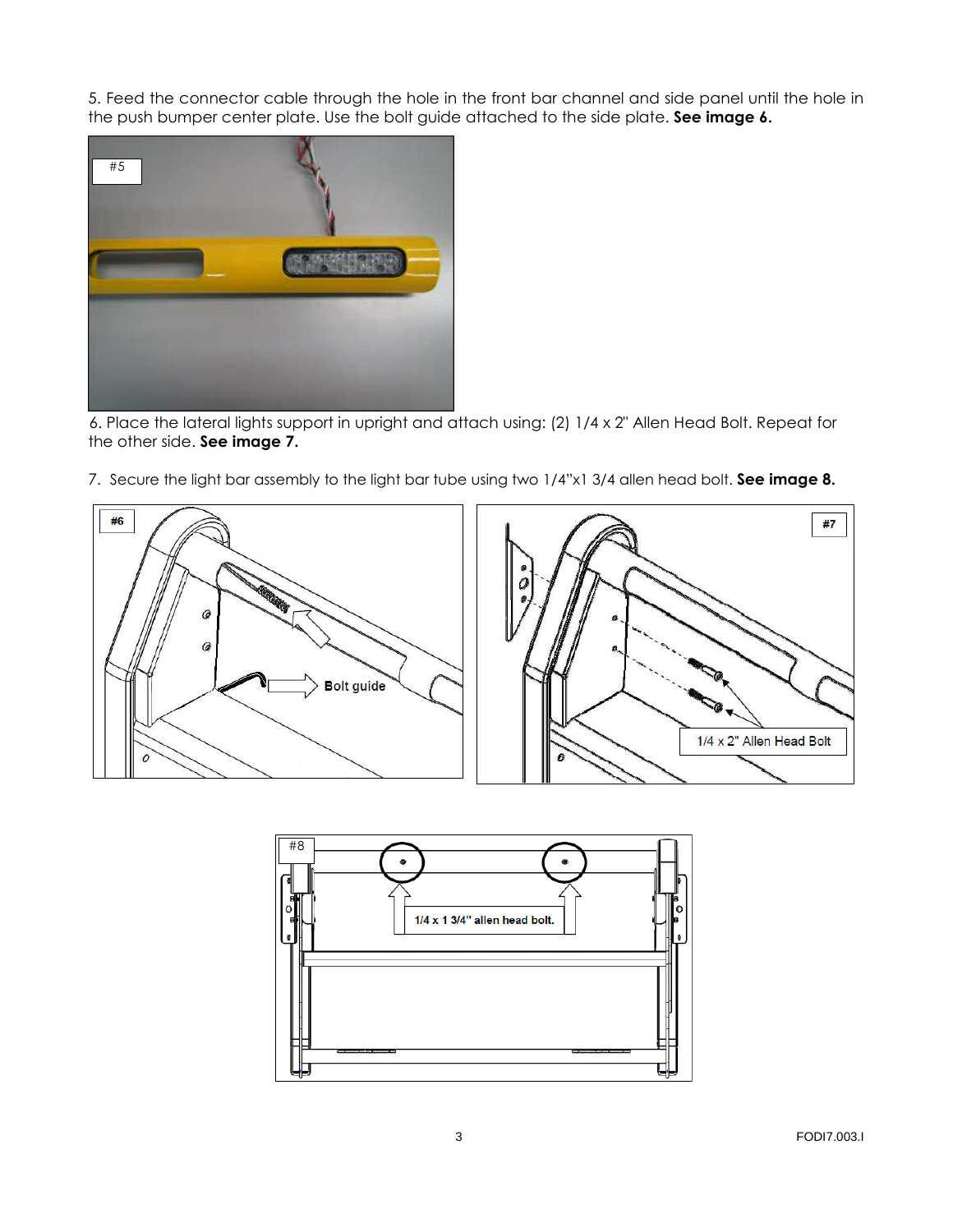5. Feed the connector cable through the hole in the front bar channel and side panel until the hole in the push bumper center plate. Use the bolt guide attached to the side plate. **See image 6.**

6. Place the lateral lights support in upright and attach using: (2) 1/4 x 2" Allen Head Bolt. Repeat for the other side. **See image 7.**

7. Secure the light bar assembly to the light bar tube using two 1/4"x1 3/4 allen head bolt. **See image 8.**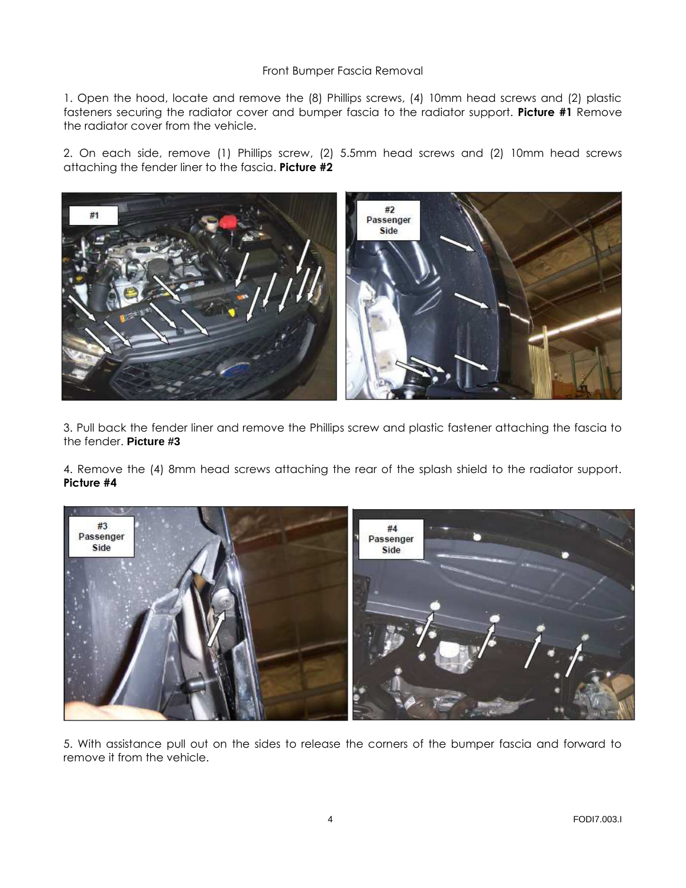## Front Bumper Fascia Removal

1. Open the hood, locate and remove the (8) Phillips screws, (4) 10mm head screws and (2) plastic fasteners securing the radiator cover and bumper fascia to the radiator support. **Picture #1** Remove the radiator cover from the vehicle.

2. On each side, remove (1) Phillips screw, (2) 5.5mm head screws and (2) 10mm head screws attaching the fender liner to the fascia. **Picture #2**

3. Pull back the fender liner and remove the Phillips screw and plastic fastener attaching the fascia to the fender. **Picture #3**

4. Remove the (4) 8mm head screws attaching the rear of the splash shield to the radiator support. **Picture #4**

5. With assistance pull out on the sides to release the corners of the bumper fascia and forward to remove it from the vehicle.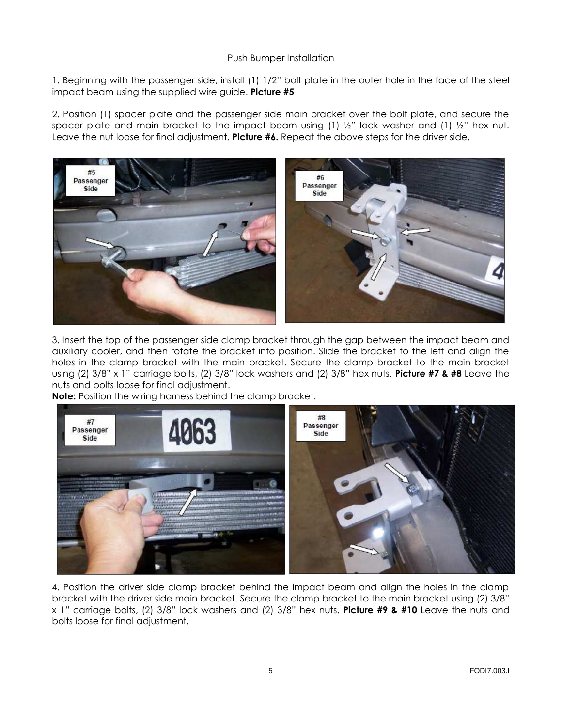Push Bumper Installation

1. Beginning with the passenger side, install (1) 1/2" bolt plate in the outer hole in the face of the steel impact beam using the supplied wire guide. **Picture #5**

2. Position (1) spacer plate and the passenger side main bracket over the bolt plate, and secure the spacer plate and main bracket to the impact beam using (1) ½" lock washer and (1) ½" hex nut. Leave the nut loose for final adjustment. **Picture #6.** Repeat the above steps for the driver side.

3. Insert the top of the passenger side clamp bracket through the gap between the impact beam and auxiliary cooler, and then rotate the bracket into position. Slide the bracket to the left and align the holes in the clamp bracket with the main bracket. Secure the clamp bracket to the main bracket using (2) 3/8" x 1" carriage bolts, (2) 3/8" lock washers and (2) 3/8" hex nuts. **Picture #7 & #8** Leave the nuts and bolts loose for final adjustment.

**Note:** Position the wiring harness behind the clamp bracket.

4. Position the driver side clamp bracket behind the impact beam and align the holes in the clamp bracket with the driver side main bracket. Secure the clamp bracket to the main bracket using (2) 3/8" x 1" carriage bolts, (2) 3/8" lock washers and (2) 3/8" hex nuts. **Picture #9 & #10** Leave the nuts and bolts loose for final adjustment.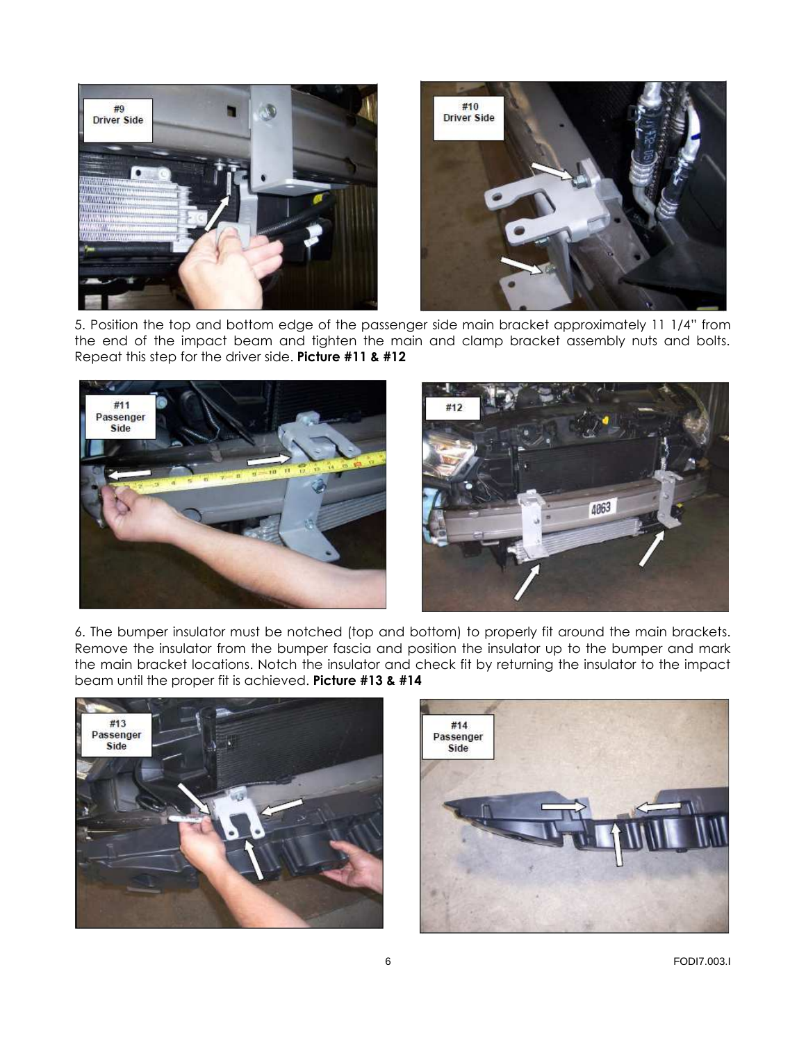5. Position the top and bottom edge of the passenger side main bracket approximately 11 1/4" from the end of the impact beam and tighten the main and clamp bracket assembly nuts and bolts. Repeat this step for the driver side. **Picture #11 & #12**

6. The bumper insulator must be notched (top and bottom) to properly fit around the main brackets. Remove the insulator from the bumper fascia and position the insulator up to the bumper and mark the main bracket locations. Notch the insulator and check fit by returning the insulator to the impact beam until the proper fit is achieved. **Picture #13 & #14**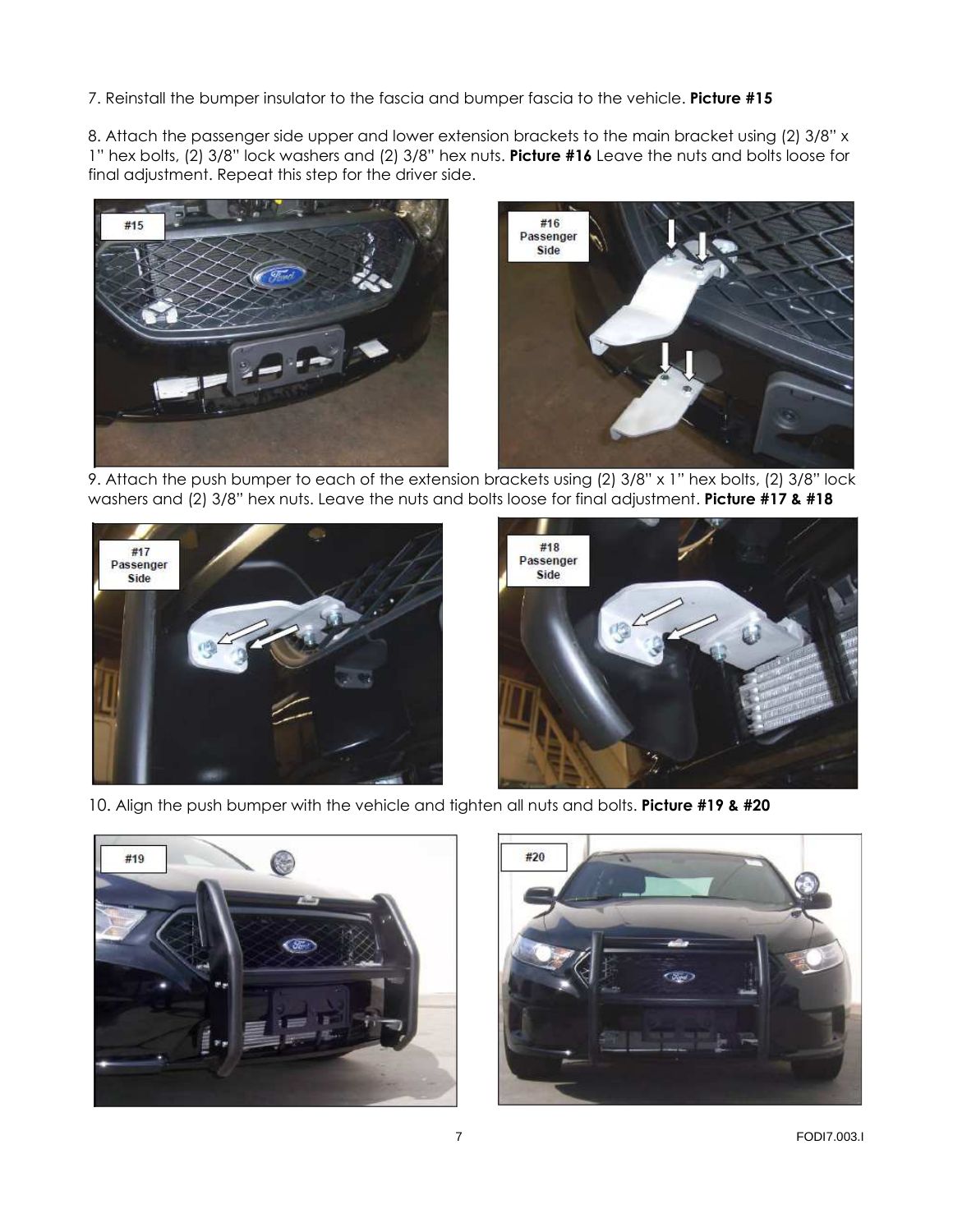7. Reinstall the bumper insulator to the fascia and bumper fascia to the vehicle. **Picture #15**

8. Attach the passenger side upper and lower extension brackets to the main bracket using (2) 3/8" x 1" hex bolts, (2) 3/8" lock washers and (2) 3/8" hex nuts. **Picture #16** Leave the nuts and bolts loose for final adjustment. Repeat this step for the driver side.

9. Attach the push bumper to each of the extension brackets using (2) 3/8" x 1" hex bolts, (2) 3/8" lock washers and (2) 3/8" hex nuts. Leave the nuts and bolts loose for final adjustment. **Picture #17 & #18**

10. Align the push bumper with the vehicle and tighten all nuts and bolts. **Picture #19 & #20**

FODI7.003.I